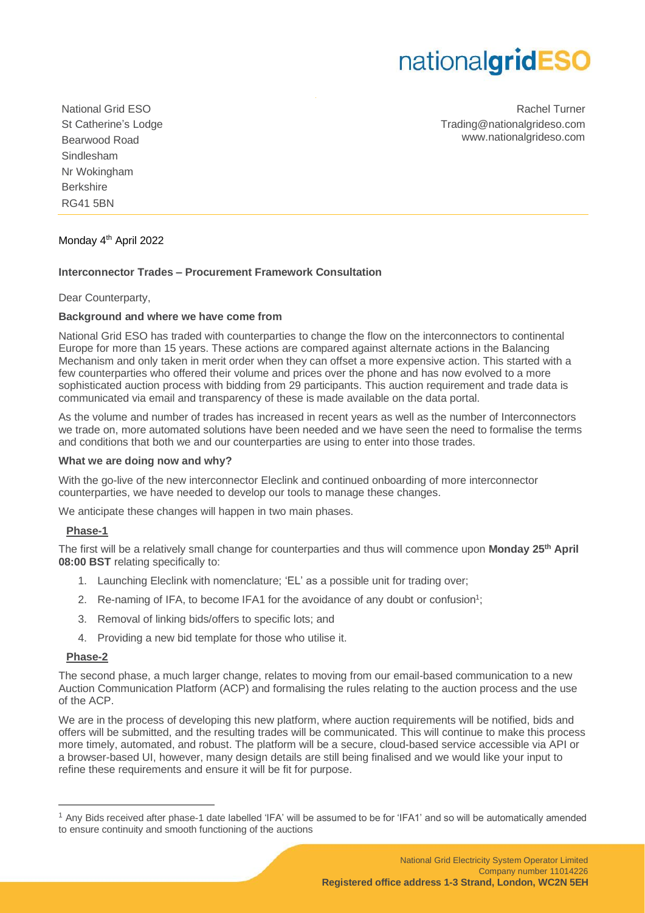nationalgridESO

National Grid ESO
St Catherine's Lodge
Bearwood Road
Sindlesham
Nr Wokingham
Berkshire
RG41 5BN

Rachel Turner
Trading@nationalgrideso.com
www.nationalgrideso.com

Monday 4th April 2022

**Interconnector Trades – Procurement Framework Consultation**

Dear Counterparty,

**Background and where we have come from**

National Grid ESO has traded with counterparties to change the flow on the interconnectors to continental Europe for more than 15 years. These actions are compared against alternate actions in the Balancing Mechanism and only taken in merit order when they can offset a more expensive action. This started with a few counterparties who offered their volume and prices over the phone and has now evolved to a more sophisticated auction process with bidding from 29 participants. This auction requirement and trade data is communicated via email and transparency of these is made available on the data portal.

As the volume and number of trades has increased in recent years as well as the number of Interconnectors we trade on, more automated solutions have been needed and we have seen the need to formalise the terms and conditions that both we and our counterparties are using to enter into those trades.

**What we are doing now and why?**

With the go-live of the new interconnector Eleclink and continued onboarding of more interconnector counterparties, we have needed to develop our tools to manage these changes.

We anticipate these changes will happen in two main phases.

**Phase-1**

The first will be a relatively small change for counterparties and thus will commence upon **Monday 25th April 08:00 BST** relating specifically to:

1. Launching Eleclink with nomenclature; 'EL' as a possible unit for trading over;
2. Re-naming of IFA, to become IFA1 for the avoidance of any doubt or confusion[1];
3. Removal of linking bids/offers to specific lots; and
4. Providing a new bid template for those who utilise it.

**Phase-2**

The second phase, a much larger change, relates to moving from our email-based communication to a new Auction Communication Platform (ACP) and formalising the rules relating to the auction process and the use of the ACP.

We are in the process of developing this new platform, where auction requirements will be notified, bids and offers will be submitted, and the resulting trades will be communicated. This will continue to make this process more timely, automated, and robust. The platform will be a secure, cloud-based service accessible via API or a browser-based UI, however, many design details are still being finalised and we would like your input to refine these requirements and ensure it will be fit for purpose.

[1] Any Bids received after phase-1 date labelled 'IFA' will be assumed to be for 'IFA1' and so will be automatically amended to ensure continuity and smooth functioning of the auctions

National Grid Electricity System Operator Limited
Company number 11014226
**Registered office address 1-3 Strand, London, WC2N 5EH**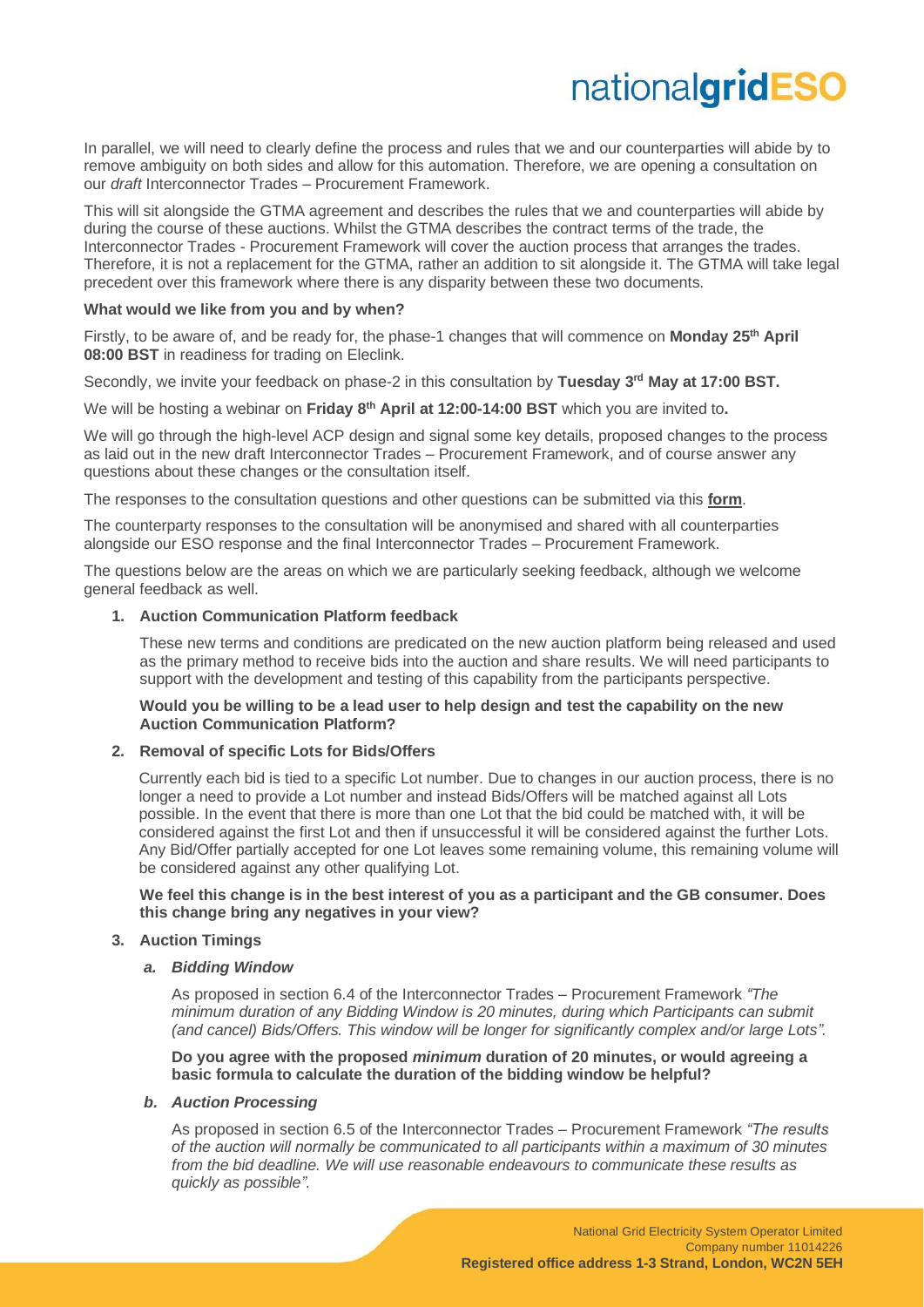In parallel, we will need to clearly define the process and rules that we and our counterparties will abide by to remove ambiguity on both sides and allow for this automation. Therefore, we are opening a consultation on our *draft* Interconnector Trades – Procurement Framework.

This will sit alongside the GTMA agreement and describes the rules that we and counterparties will abide by during the course of these auctions. Whilst the GTMA describes the contract terms of the trade, the Interconnector Trades - Procurement Framework will cover the auction process that arranges the trades. Therefore, it is not a replacement for the GTMA, rather an addition to sit alongside it. The GTMA will take legal precedent over this framework where there is any disparity between these two documents.

**What would we like from you and by when?**

Firstly, to be aware of, and be ready for, the phase-1 changes that will commence on **Monday 25th April 08:00 BST** in readiness for trading on Eleclink.

Secondly, we invite your feedback on phase-2 in this consultation by **Tuesday 3rd May at 17:00 BST.**

We will be hosting a webinar on **Friday 8th April at 12:00-14:00 BST** which you are invited to**.**

We will go through the high-level ACP design and signal some key details, proposed changes to the process as laid out in the new draft Interconnector Trades – Procurement Framework, and of course answer any questions about these changes or the consultation itself.

The responses to the consultation questions and other questions can be submitted via this **form**.

The counterparty responses to the consultation will be anonymised and shared with all counterparties alongside our ESO response and the final Interconnector Trades – Procurement Framework.

The questions below are the areas on which we are particularly seeking feedback, although we welcome general feedback as well.

1. **Auction Communication Platform feedback**

   These new terms and conditions are predicated on the new auction platform being released and used as the primary method to receive bids into the auction and share results. We will need participants to support with the development and testing of this capability from the participants perspective.

   **Would you be willing to be a lead user to help design and test the capability on the new Auction Communication Platform?**

2. **Removal of specific Lots for Bids/Offers**

   Currently each bid is tied to a specific Lot number. Due to changes in our auction process, there is no longer a need to provide a Lot number and instead Bids/Offers will be matched against all Lots possible. In the event that there is more than one Lot that the bid could be matched with, it will be considered against the first Lot and then if unsuccessful it will be considered against the further Lots. Any Bid/Offer partially accepted for one Lot leaves some remaining volume, this remaining volume will be considered against any other qualifying Lot.

   **We feel this change is in the best interest of you as a participant and the GB consumer. Does this change bring any negatives in your view?**

3. **Auction Timings**

   a. ***Bidding Window***

   As proposed in section 6.4 of the Interconnector Trades – Procurement Framework *"The minimum duration of any Bidding Window is 20 minutes, during which Participants can submit (and cancel) Bids/Offers. This window will be longer for significantly complex and/or large Lots".*

   **Do you agree with the proposed *minimum* duration of 20 minutes, or would agreeing a basic formula to calculate the duration of the bidding window be helpful?**

   b. ***Auction Processing***

   As proposed in section 6.5 of the Interconnector Trades – Procurement Framework *"The results of the auction will normally be communicated to all participants within a maximum of 30 minutes from the bid deadline. We will use reasonable endeavours to communicate these results as quickly as possible".*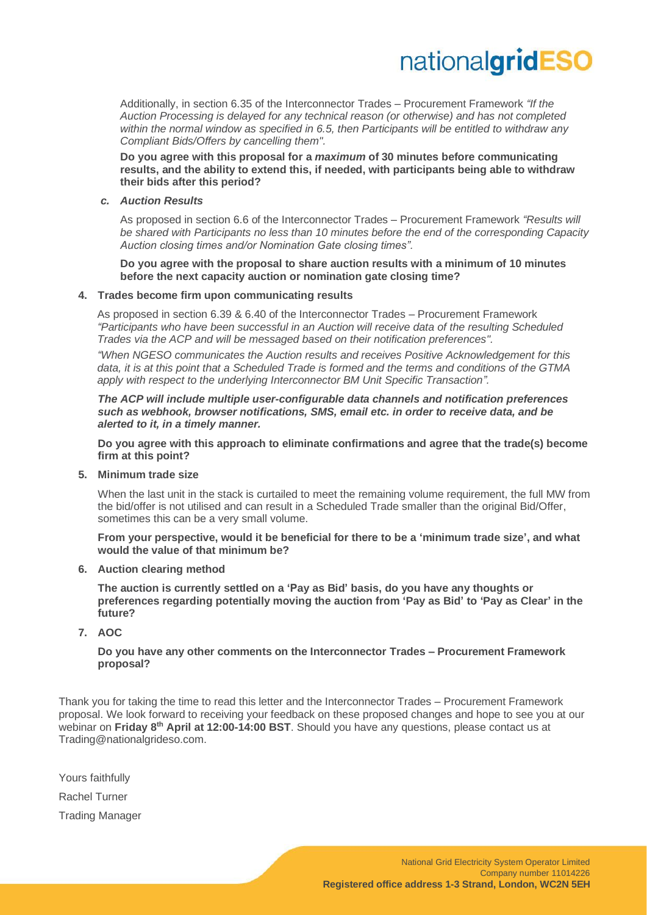Additionally, in section 6.35 of the Interconnector Trades – Procurement Framework *"If the Auction Processing is delayed for any technical reason (or otherwise) and has not completed within the normal window as specified in 6.5, then Participants will be entitled to withdraw any Compliant Bids/Offers by cancelling them".*

**Do you agree with this proposal for a *maximum* of 30 minutes before communicating results, and the ability to extend this, if needed, with participants being able to withdraw their bids after this period?**

***c. Auction Results***

As proposed in section 6.6 of the Interconnector Trades – Procurement Framework *"Results will be shared with Participants no less than 10 minutes before the end of the corresponding Capacity Auction closing times and/or Nomination Gate closing times".*

**Do you agree with the proposal to share auction results with a minimum of 10 minutes before the next capacity auction or nomination gate closing time?**

**4. Trades become firm upon communicating results**

As proposed in section 6.39 & 6.40 of the Interconnector Trades – Procurement Framework *"Participants who have been successful in an Auction will receive data of the resulting Scheduled Trades via the ACP and will be messaged based on their notification preferences".*

*"When NGESO communicates the Auction results and receives Positive Acknowledgement for this data, it is at this point that a Scheduled Trade is formed and the terms and conditions of the GTMA apply with respect to the underlying Interconnector BM Unit Specific Transaction".*

***The ACP will include multiple user-configurable data channels and notification preferences such as webhook, browser notifications, SMS, email etc. in order to receive data, and be alerted to it, in a timely manner.***

**Do you agree with this approach to eliminate confirmations and agree that the trade(s) become firm at this point?**

**5. Minimum trade size**

When the last unit in the stack is curtailed to meet the remaining volume requirement, the full MW from the bid/offer is not utilised and can result in a Scheduled Trade smaller than the original Bid/Offer, sometimes this can be a very small volume.

**From your perspective, would it be beneficial for there to be a 'minimum trade size', and what would the value of that minimum be?**

**6. Auction clearing method**

**The auction is currently settled on a 'Pay as Bid' basis, do you have any thoughts or preferences regarding potentially moving the auction from 'Pay as Bid' to 'Pay as Clear' in the future?**

**7. AOC**

**Do you have any other comments on the Interconnector Trades – Procurement Framework proposal?**

Thank you for taking the time to read this letter and the Interconnector Trades – Procurement Framework proposal. We look forward to receiving your feedback on these proposed changes and hope to see you at our webinar on **Friday 8th April at 12:00-14:00 BST**. Should you have any questions, please contact us at Trading@nationalgrideso.com.

Yours faithfully

Rachel Turner

Trading Manager